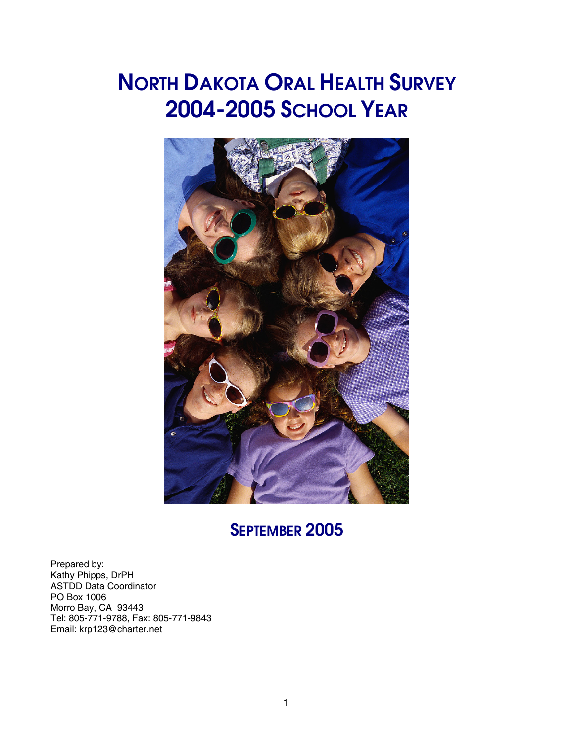# NORTH DAKOTA ORAL HEALTH SURVEY 2004-2005 SCHOOL YEAR

## SEPTEMBER 2005

Prepared by:
Kathy Phipps, DrPH
ASTDD Data Coordinator
PO Box 1006
Morro Bay, CA 93443
Tel: 805-771-9788, Fax: 805-771-9843
Email: krp123@charter.net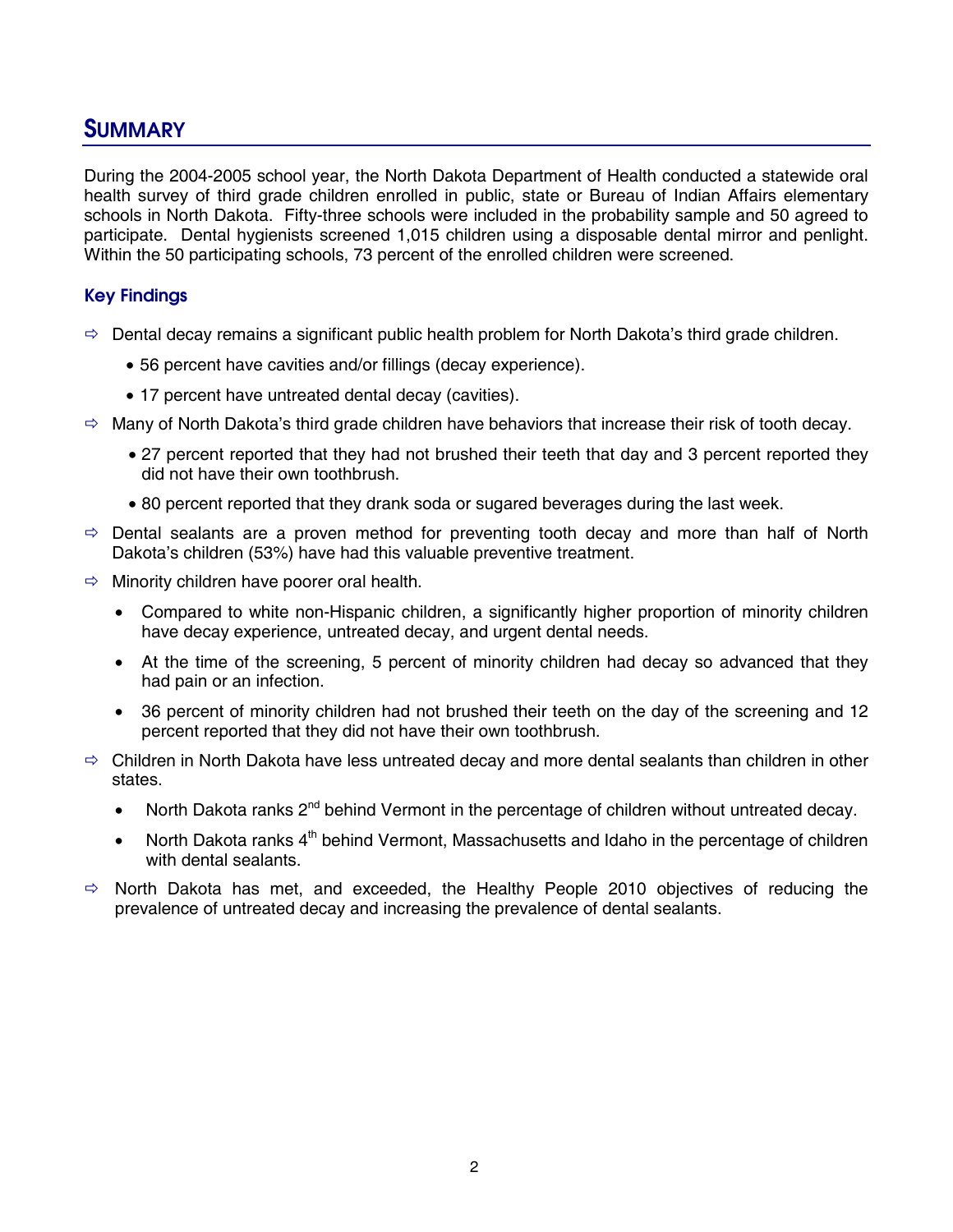## SUMMARY

During the 2004-2005 school year, the North Dakota Department of Health conducted a statewide oral health survey of third grade children enrolled in public, state or Bureau of Indian Affairs elementary schools in North Dakota. Fifty-three schools were included in the probability sample and 50 agreed to participate. Dental hygienists screened 1,015 children using a disposable dental mirror and penlight. Within the 50 participating schools, 73 percent of the enrolled children were screened.

### Key Findings

- Dental decay remains a significant public health problem for North Dakota's third grade children.
  - 56 percent have cavities and/or fillings (decay experience).
  - 17 percent have untreated dental decay (cavities).
- Many of North Dakota's third grade children have behaviors that increase their risk of tooth decay.
  - 27 percent reported that they had not brushed their teeth that day and 3 percent reported they did not have their own toothbrush.
  - 80 percent reported that they drank soda or sugared beverages during the last week.
- Dental sealants are a proven method for preventing tooth decay and more than half of North Dakota's children (53%) have had this valuable preventive treatment.
- Minority children have poorer oral health.
  - Compared to white non-Hispanic children, a significantly higher proportion of minority children have decay experience, untreated decay, and urgent dental needs.
  - At the time of the screening, 5 percent of minority children had decay so advanced that they had pain or an infection.
  - 36 percent of minority children had not brushed their teeth on the day of the screening and 12 percent reported that they did not have their own toothbrush.
- Children in North Dakota have less untreated decay and more dental sealants than children in other states.
  - North Dakota ranks 2nd behind Vermont in the percentage of children without untreated decay.
  - North Dakota ranks 4th behind Vermont, Massachusetts and Idaho in the percentage of children with dental sealants.
- North Dakota has met, and exceeded, the Healthy People 2010 objectives of reducing the prevalence of untreated decay and increasing the prevalence of dental sealants.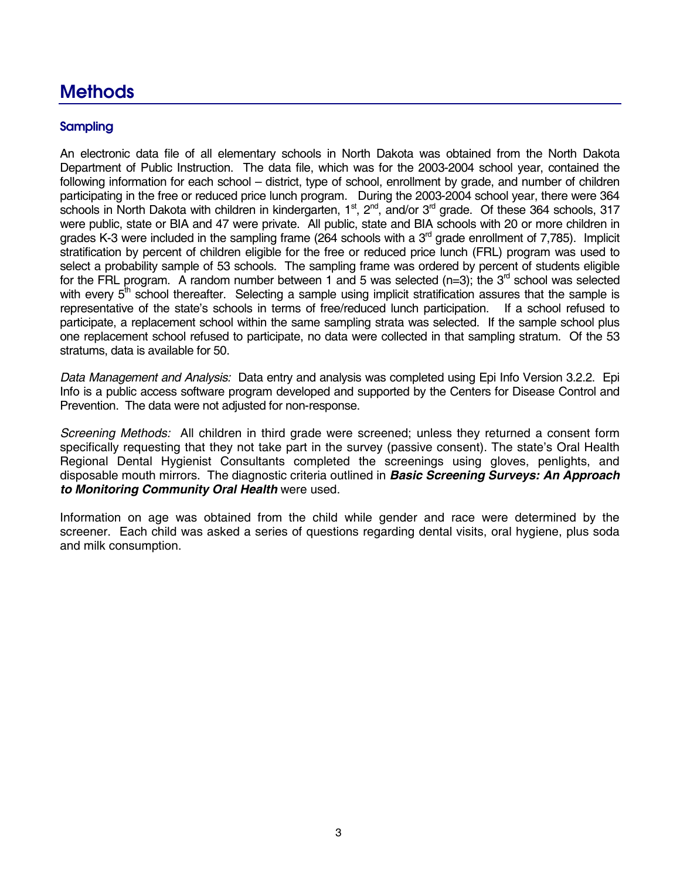# Methods

## Sampling

An electronic data file of all elementary schools in North Dakota was obtained from the North Dakota Department of Public Instruction. The data file, which was for the 2003-2004 school year, contained the following information for each school – district, type of school, enrollment by grade, and number of children participating in the free or reduced price lunch program. During the 2003-2004 school year, there were 364 schools in North Dakota with children in kindergarten, 1st, 2nd, and/or 3rd grade. Of these 364 schools, 317 were public, state or BIA and 47 were private. All public, state and BIA schools with 20 or more children in grades K-3 were included in the sampling frame (264 schools with a 3rd grade enrollment of 7,785). Implicit stratification by percent of children eligible for the free or reduced price lunch (FRL) program was used to select a probability sample of 53 schools. The sampling frame was ordered by percent of students eligible for the FRL program. A random number between 1 and 5 was selected (n=3); the 3rd school was selected with every 5th school thereafter. Selecting a sample using implicit stratification assures that the sample is representative of the state's schools in terms of free/reduced lunch participation. If a school refused to participate, a replacement school within the same sampling strata was selected. If the sample school plus one replacement school refused to participate, no data were collected in that sampling stratum. Of the 53 stratums, data is available for 50.

*Data Management and Analysis:* Data entry and analysis was completed using Epi Info Version 3.2.2. Epi Info is a public access software program developed and supported by the Centers for Disease Control and Prevention. The data were not adjusted for non-response.

*Screening Methods:* All children in third grade were screened; unless they returned a consent form specifically requesting that they not take part in the survey (passive consent). The state's Oral Health Regional Dental Hygienist Consultants completed the screenings using gloves, penlights, and disposable mouth mirrors. The diagnostic criteria outlined in ***Basic Screening Surveys: An Approach to Monitoring Community Oral Health*** were used.

Information on age was obtained from the child while gender and race were determined by the screener. Each child was asked a series of questions regarding dental visits, oral hygiene, plus soda and milk consumption.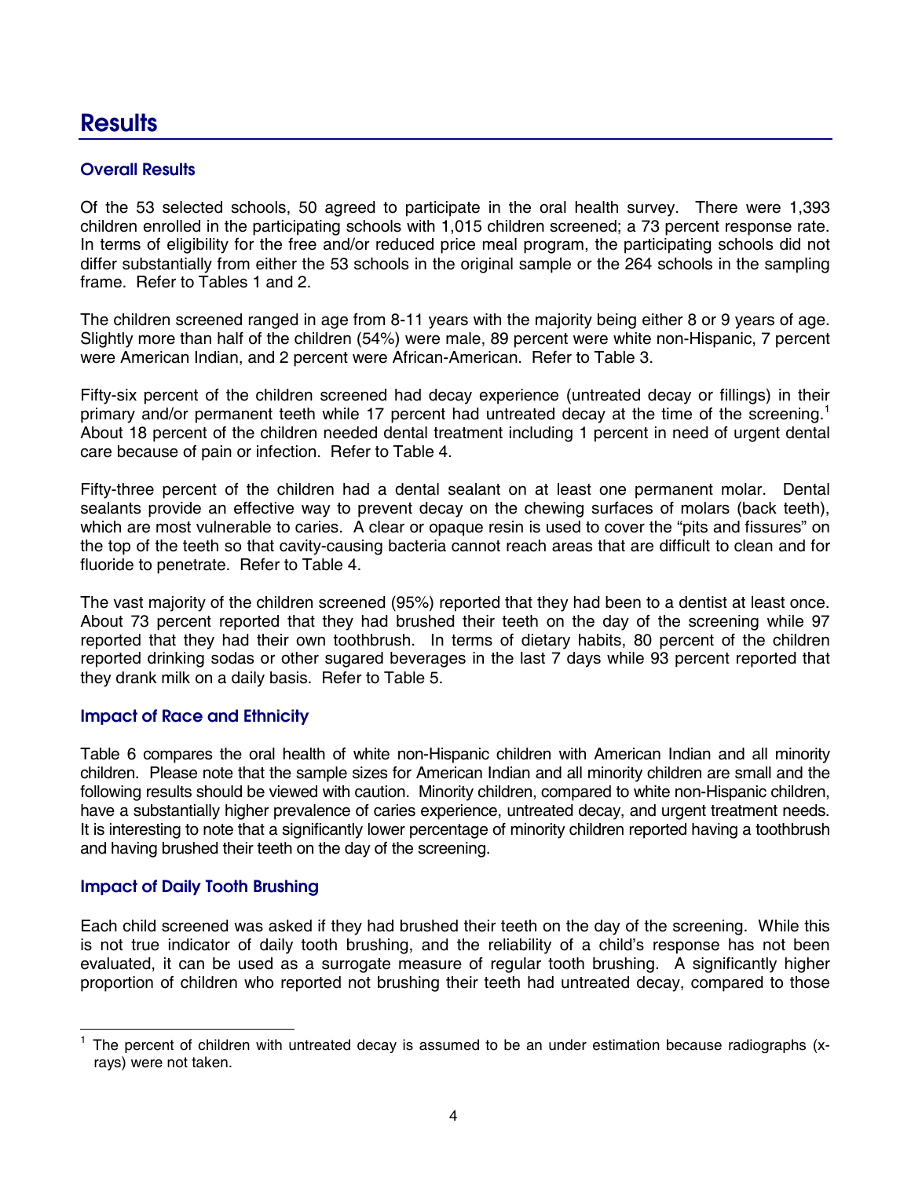# Results

### Overall Results

Of the 53 selected schools, 50 agreed to participate in the oral health survey. There were 1,393 children enrolled in the participating schools with 1,015 children screened; a 73 percent response rate. In terms of eligibility for the free and/or reduced price meal program, the participating schools did not differ substantially from either the 53 schools in the original sample or the 264 schools in the sampling frame. Refer to Tables 1 and 2.

The children screened ranged in age from 8-11 years with the majority being either 8 or 9 years of age. Slightly more than half of the children (54%) were male, 89 percent were white non-Hispanic, 7 percent were American Indian, and 2 percent were African-American. Refer to Table 3.

Fifty-six percent of the children screened had decay experience (untreated decay or fillings) in their primary and/or permanent teeth while 17 percent had untreated decay at the time of the screening.[1] About 18 percent of the children needed dental treatment including 1 percent in need of urgent dental care because of pain or infection. Refer to Table 4.

Fifty-three percent of the children had a dental sealant on at least one permanent molar. Dental sealants provide an effective way to prevent decay on the chewing surfaces of molars (back teeth), which are most vulnerable to caries. A clear or opaque resin is used to cover the "pits and fissures" on the top of the teeth so that cavity-causing bacteria cannot reach areas that are difficult to clean and for fluoride to penetrate. Refer to Table 4.

The vast majority of the children screened (95%) reported that they had been to a dentist at least once. About 73 percent reported that they had brushed their teeth on the day of the screening while 97 reported that they had their own toothbrush. In terms of dietary habits, 80 percent of the children reported drinking sodas or other sugared beverages in the last 7 days while 93 percent reported that they drank milk on a daily basis. Refer to Table 5.

### Impact of Race and Ethnicity

Table 6 compares the oral health of white non-Hispanic children with American Indian and all minority children. Please note that the sample sizes for American Indian and all minority children are small and the following results should be viewed with caution. Minority children, compared to white non-Hispanic children, have a substantially higher prevalence of caries experience, untreated decay, and urgent treatment needs. It is interesting to note that a significantly lower percentage of minority children reported having a toothbrush and having brushed their teeth on the day of the screening.

### Impact of Daily Tooth Brushing

Each child screened was asked if they had brushed their teeth on the day of the screening. While this is not true indicator of daily tooth brushing, and the reliability of a child's response has not been evaluated, it can be used as a surrogate measure of regular tooth brushing. A significantly higher proportion of children who reported not brushing their teeth had untreated decay, compared to those

[1] The percent of children with untreated decay is assumed to be an under estimation because radiographs (x-rays) were not taken.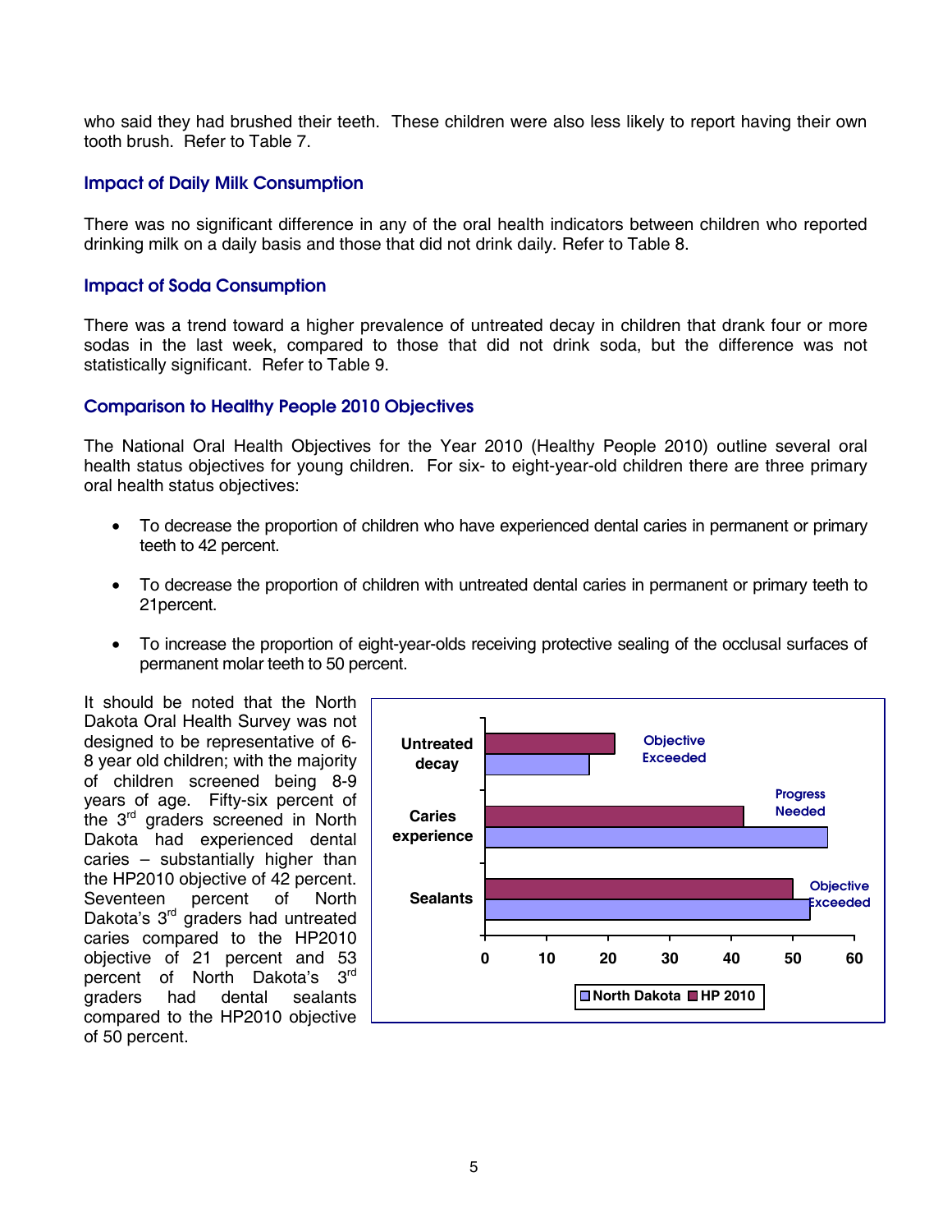who said they had brushed their teeth. These children were also less likely to report having their own tooth brush. Refer to Table 7.

### Impact of Daily Milk Consumption

There was no significant difference in any of the oral health indicators between children who reported drinking milk on a daily basis and those that did not drink daily. Refer to Table 8.

### Impact of Soda Consumption

There was a trend toward a higher prevalence of untreated decay in children that drank four or more sodas in the last week, compared to those that did not drink soda, but the difference was not statistically significant. Refer to Table 9.

### Comparison to Healthy People 2010 Objectives

The National Oral Health Objectives for the Year 2010 (Healthy People 2010) outline several oral health status objectives for young children. For six- to eight-year-old children there are three primary oral health status objectives:

- To decrease the proportion of children who have experienced dental caries in permanent or primary teeth to 42 percent.
- To decrease the proportion of children with untreated dental caries in permanent or primary teeth to 21percent.
- To increase the proportion of eight-year-olds receiving protective sealing of the occlusal surfaces of permanent molar teeth to 50 percent.

It should be noted that the North Dakota Oral Health Survey was not designed to be representative of 6-8 year old children; with the majority of children screened being 8-9 years of age. Fifty-six percent of the 3rd graders screened in North Dakota had experienced dental caries – substantially higher than the HP2010 objective of 42 percent. Seventeen percent of North Dakota's 3rd graders had untreated caries compared to the HP2010 objective of 21 percent and 53 percent of North Dakota's 3rd graders had dental sealants compared to the HP2010 objective of 50 percent.

| | North Dakota | HP 2010 | |
|---|---|---|---|
| Untreated decay | 17 | 21 | Objective Exceeded |
| Caries experience | 56 | 42 | Progress Needed |
| Sealants | 53 | 50 | Objective Exceeded |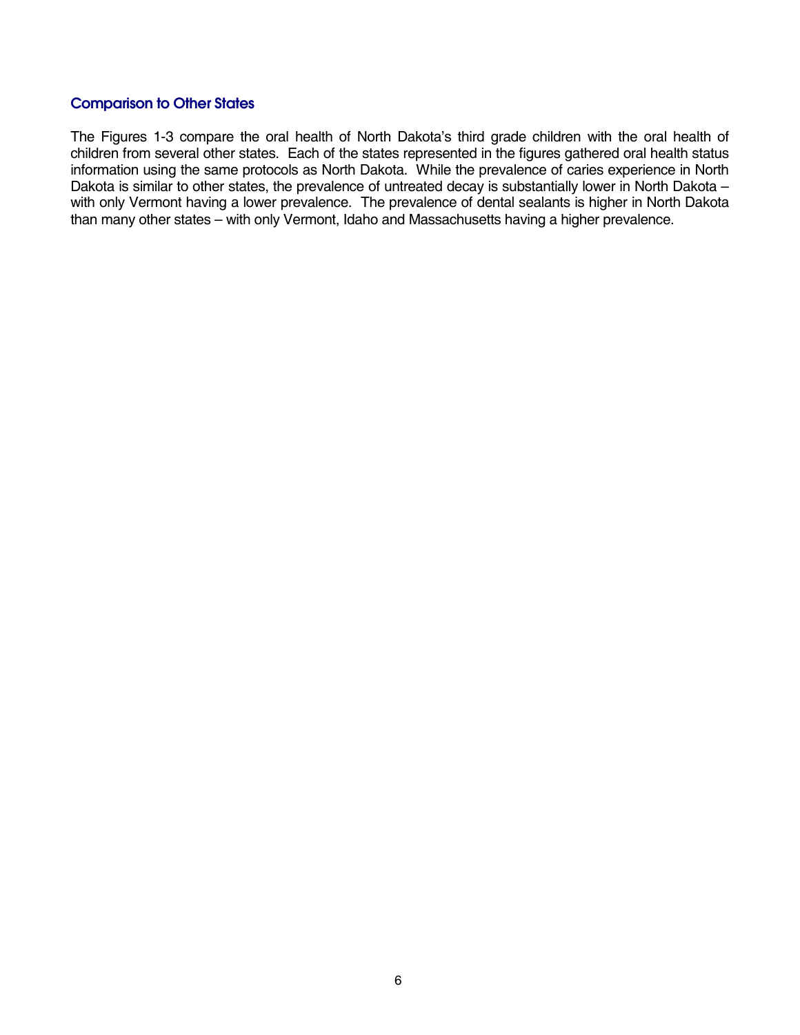## Comparison to Other States

The Figures 1-3 compare the oral health of North Dakota's third grade children with the oral health of children from several other states. Each of the states represented in the figures gathered oral health status information using the same protocols as North Dakota. While the prevalence of caries experience in North Dakota is similar to other states, the prevalence of untreated decay is substantially lower in North Dakota – with only Vermont having a lower prevalence. The prevalence of dental sealants is higher in North Dakota than many other states – with only Vermont, Idaho and Massachusetts having a higher prevalence.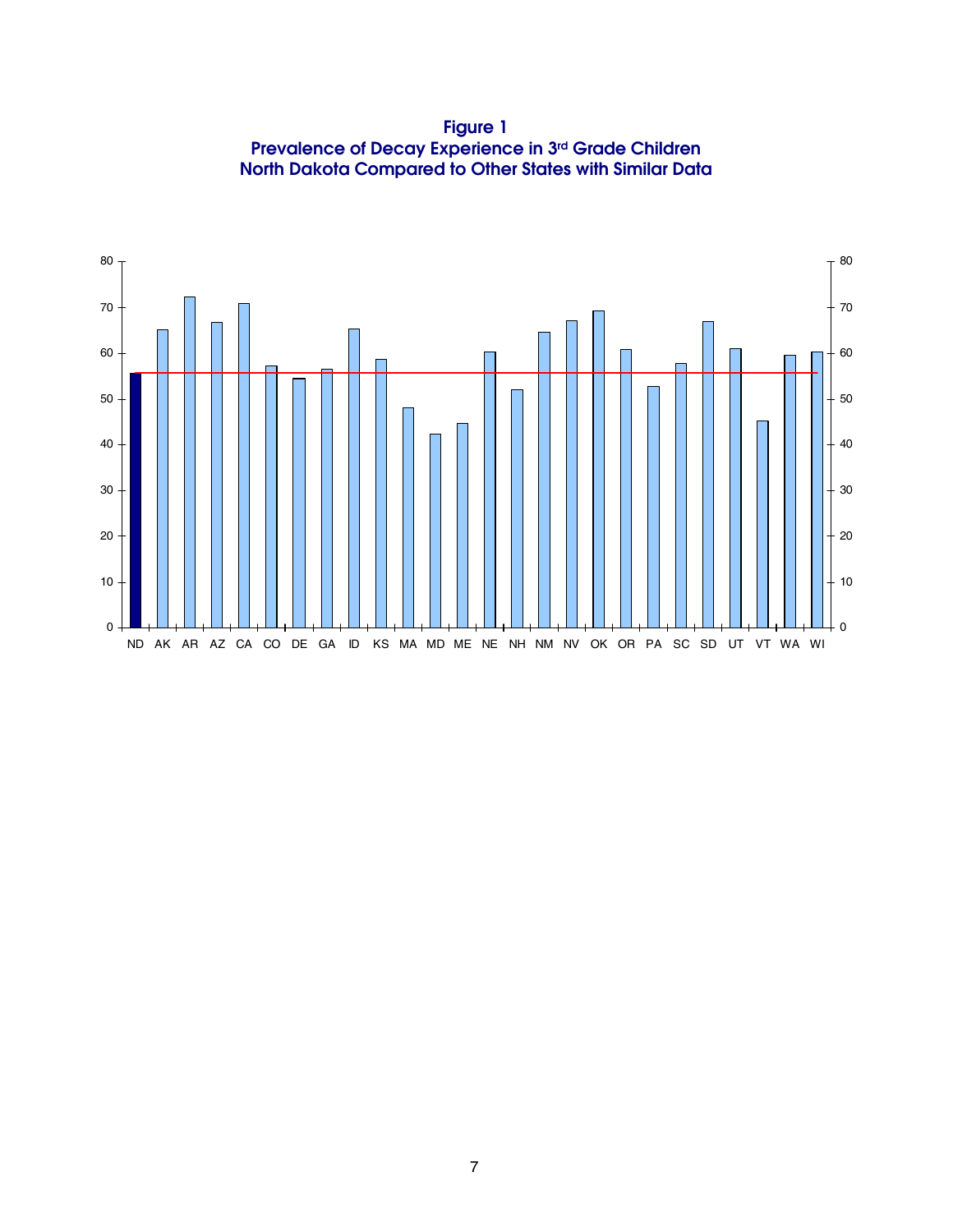**Figure 1**
**Prevalence of Decay Experience in 3rd Grade Children**
**North Dakota Compared to Other States with Similar Data**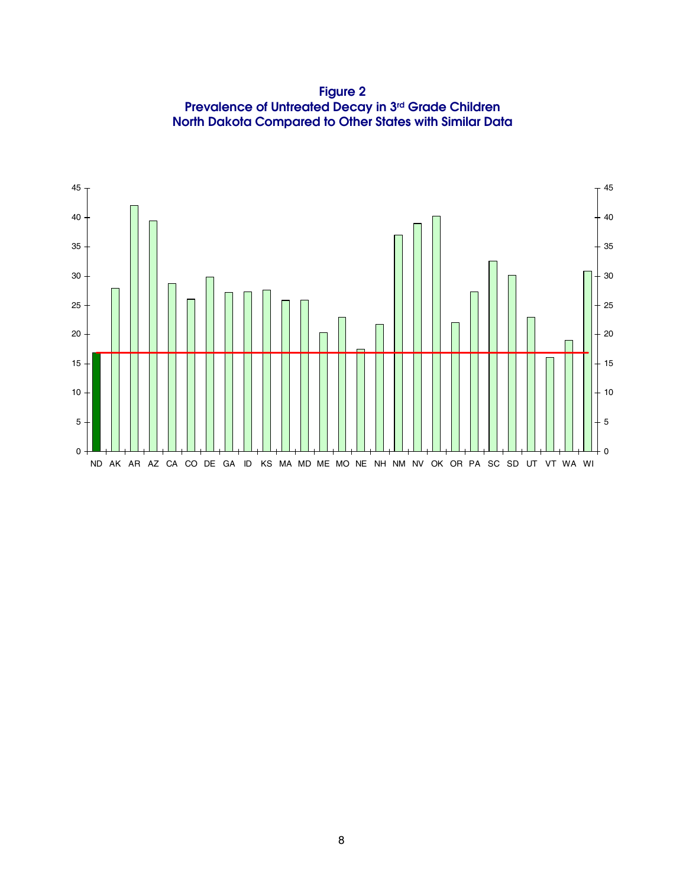**Figure 2**
**Prevalence of Untreated Decay in 3rd Grade Children**
**North Dakota Compared to Other States with Similar Data**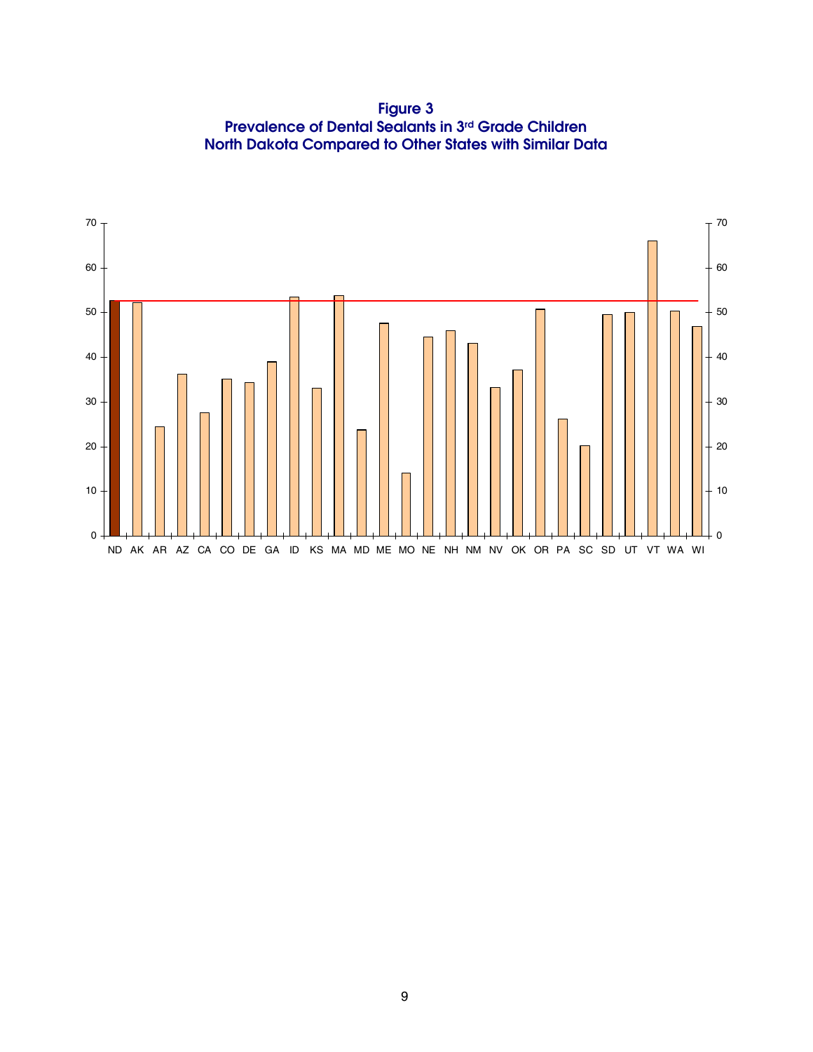**Figure 3**
**Prevalence of Dental Sealants in 3rd Grade Children**
**North Dakota Compared to Other States with Similar Data**

| State | Prevalence (%) |
|---|---|
| ND | 52.6 |
| AK | 52.1 |
| AR | 24.4 |
| AZ | 36.2 |
| CA | 27.5 |
| CO | 35.1 |
| DE | 34.3 |
| GA | 38.9 |
| ID | 53.5 |
| KS | 33.0 |
| MA | 53.8 |
| MD | 23.8 |
| ME | 47.5 |
| MO | 14.0 |
| NE | 44.5 |
| NH | 45.9 |
| NM | 43.0 |
| NV | 33.2 |
| OK | 37.1 |
| OR | 50.7 |
| PA | 26.1 |
| SC | 20.2 |
| SD | 49.5 |
| UT | 50.0 |
| VT | 66.0 |
| WA | 50.3 |
| WI | 46.8 |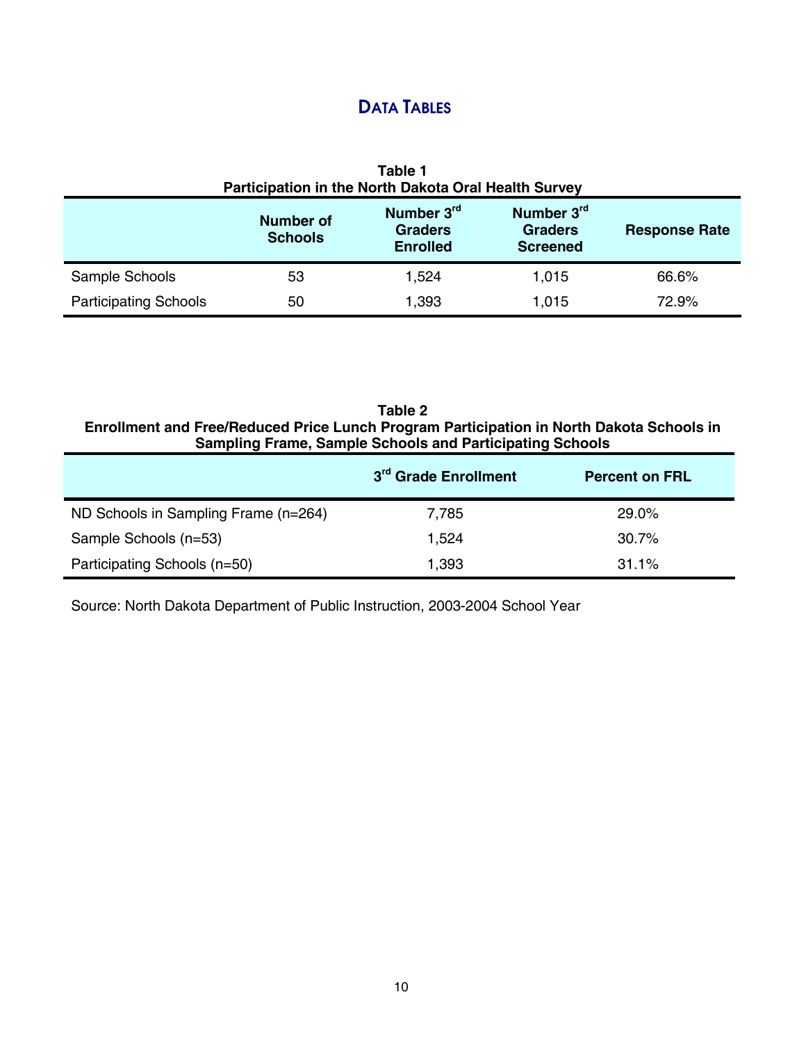# Data Tables

**Table 1**
**Participation in the North Dakota Oral Health Survey**

| | Number of Schools | Number 3rd Graders Enrolled | Number 3rd Graders Screened | Response Rate |
|---|---|---|---|---|
| Sample Schools | 53 | 1,524 | 1,015 | 66.6% |
| Participating Schools | 50 | 1,393 | 1,015 | 72.9% |

**Table 2**
**Enrollment and Free/Reduced Price Lunch Program Participation in North Dakota Schools in Sampling Frame, Sample Schools and Participating Schools**

| | 3rd Grade Enrollment | Percent on FRL |
|---|---|---|
| ND Schools in Sampling Frame (n=264) | 7,785 | 29.0% |
| Sample Schools (n=53) | 1,524 | 30.7% |
| Participating Schools (n=50) | 1,393 | 31.1% |

Source: North Dakota Department of Public Instruction, 2003-2004 School Year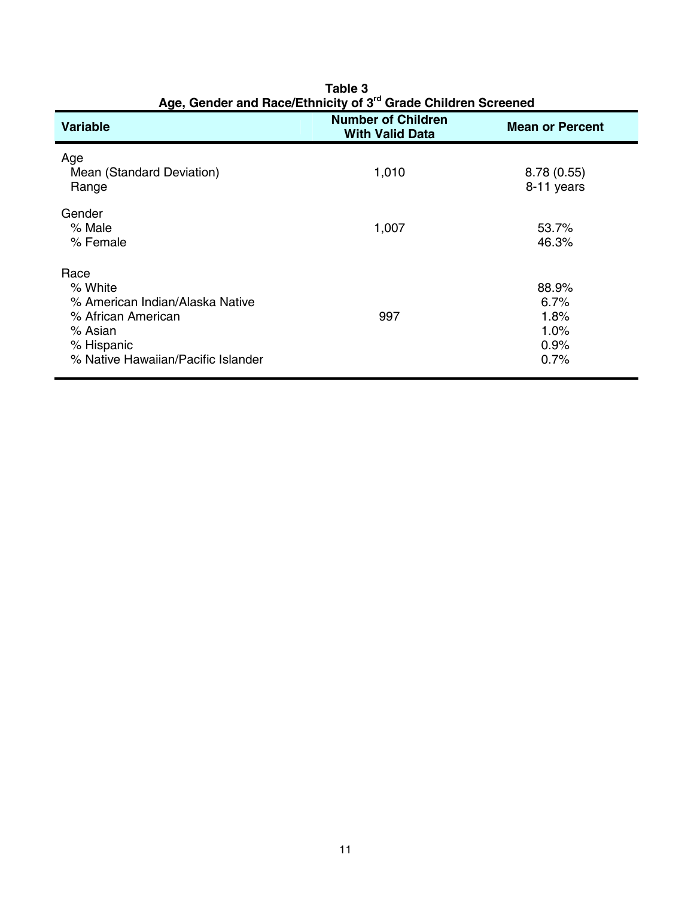**Table 3**
**Age, Gender and Race/Ethnicity of 3rd Grade Children Screened**

| Variable | Number of Children With Valid Data | Mean or Percent |
|---|---|---|
| Age | | |
| Mean (Standard Deviation) | 1,010 | 8.78 (0.55) |
| Range | | 8-11 years |
| Gender | | |
| % Male | 1,007 | 53.7% |
| % Female | | 46.3% |
| Race | | |
| % White | | 88.9% |
| % American Indian/Alaska Native | | 6.7% |
| % African American | 997 | 1.8% |
| % Asian | | 1.0% |
| % Hispanic | | 0.9% |
| % Native Hawaiian/Pacific Islander | | 0.7% |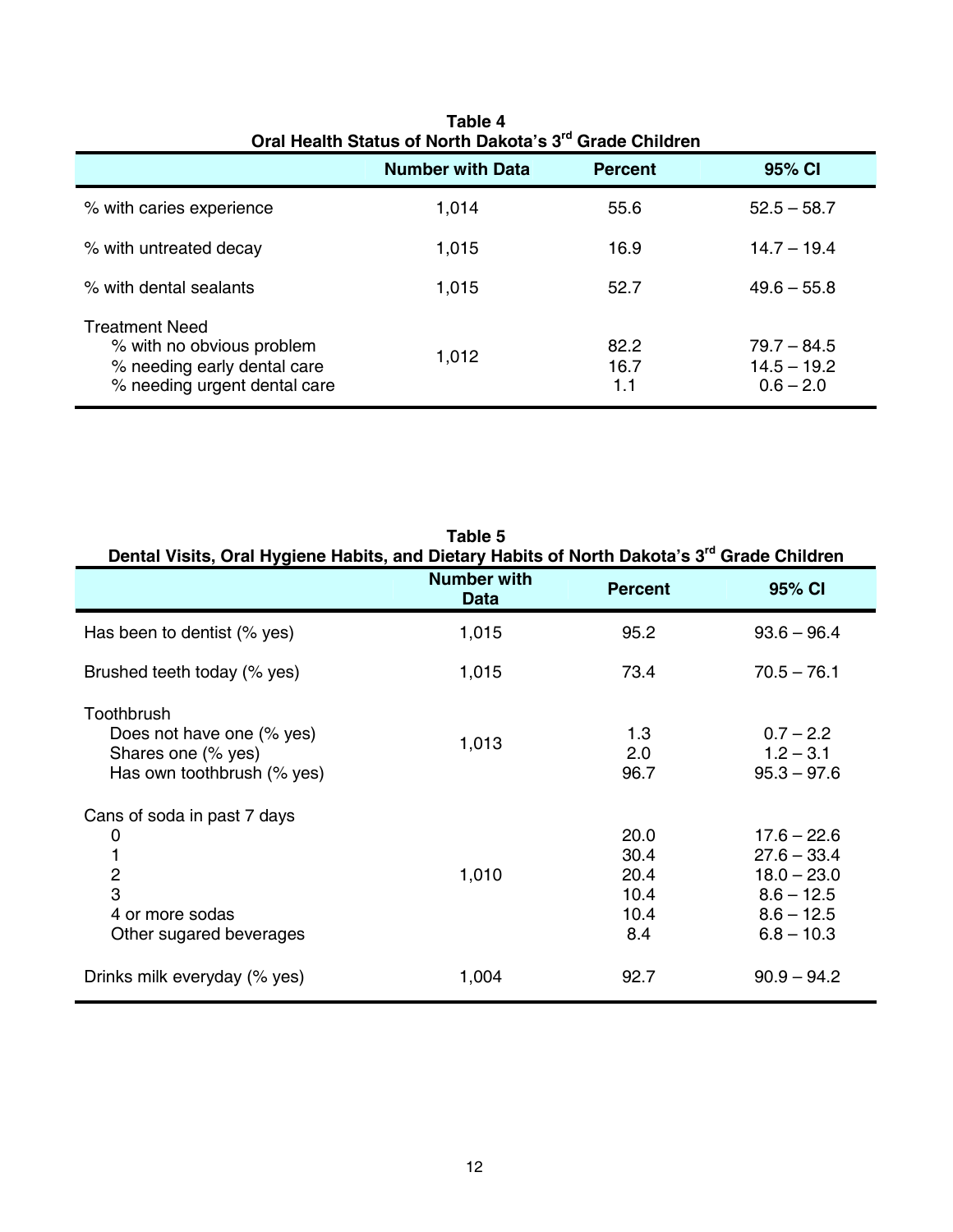**Table 4**
**Oral Health Status of North Dakota's 3rd Grade Children**

| | Number with Data | Percent | 95% CI |
|---|---|---|---|
| % with caries experience | 1,014 | 55.6 | 52.5 – 58.7 |
| % with untreated decay | 1,015 | 16.9 | 14.7 – 19.4 |
| % with dental sealants | 1,015 | 52.7 | 49.6 – 55.8 |
| Treatment Need | | | |
| % with no obvious problem | 1,012 | 82.2 | 79.7 – 84.5 |
| % needing early dental care | | 16.7 | 14.5 – 19.2 |
| % needing urgent dental care | | 1.1 | 0.6 – 2.0 |

**Table 5**
**Dental Visits, Oral Hygiene Habits, and Dietary Habits of North Dakota's 3rd Grade Children**

| | Number with Data | Percent | 95% CI |
|---|---|---|---|
| Has been to dentist (% yes) | 1,015 | 95.2 | 93.6 – 96.4 |
| Brushed teeth today (% yes) | 1,015 | 73.4 | 70.5 – 76.1 |
| Toothbrush | | | |
| Does not have one (% yes) | 1,013 | 1.3 | 0.7 – 2.2 |
| Shares one (% yes) | | 2.0 | 1.2 – 3.1 |
| Has own toothbrush (% yes) | | 96.7 | 95.3 – 97.6 |
| Cans of soda in past 7 days | | | |
| 0 | 1,010 | 20.0 | 17.6 – 22.6 |
| 1 | | 30.4 | 27.6 – 33.4 |
| 2 | | 20.4 | 18.0 – 23.0 |
| 3 | | 10.4 | 8.6 – 12.5 |
| 4 or more sodas | | 10.4 | 8.6 – 12.5 |
| Other sugared beverages | | 8.4 | 6.8 – 10.3 |
| Drinks milk everyday (% yes) | 1,004 | 92.7 | 90.9 – 94.2 |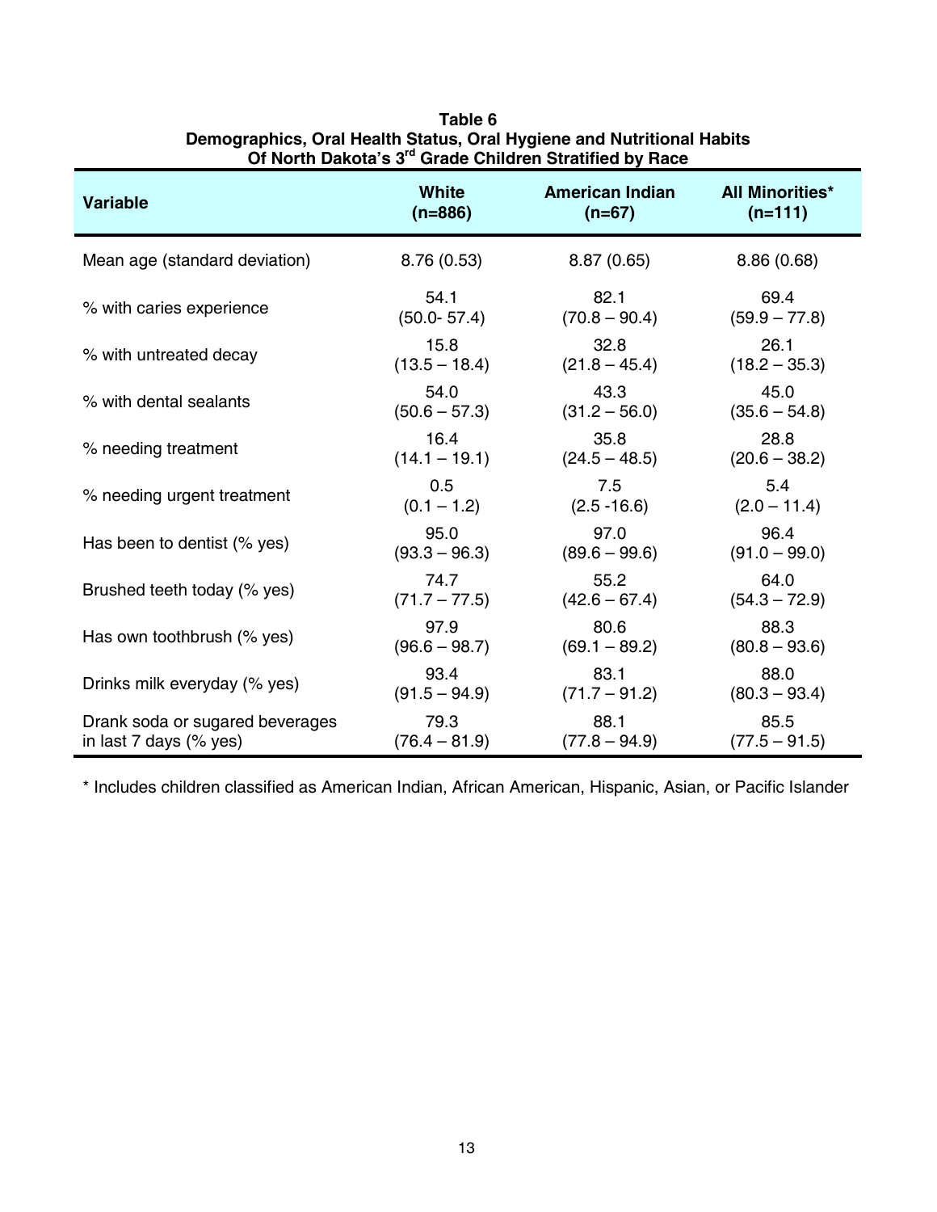**Table 6**
**Demographics, Oral Health Status, Oral Hygiene and Nutritional Habits Of North Dakota's 3rd Grade Children Stratified by Race**

| Variable | White (n=886) | American Indian (n=67) | All Minorities* (n=111) |
|---|---|---|---|
| Mean age (standard deviation) | 8.76 (0.53) | 8.87 (0.65) | 8.86 (0.68) |
| % with caries experience | 54.1 (50.0- 57.4) | 82.1 (70.8 – 90.4) | 69.4 (59.9 – 77.8) |
| % with untreated decay | 15.8 (13.5 – 18.4) | 32.8 (21.8 – 45.4) | 26.1 (18.2 – 35.3) |
| % with dental sealants | 54.0 (50.6 – 57.3) | 43.3 (31.2 – 56.0) | 45.0 (35.6 – 54.8) |
| % needing treatment | 16.4 (14.1 – 19.1) | 35.8 (24.5 – 48.5) | 28.8 (20.6 – 38.2) |
| % needing urgent treatment | 0.5 (0.1 – 1.2) | 7.5 (2.5 -16.6) | 5.4 (2.0 – 11.4) |
| Has been to dentist (% yes) | 95.0 (93.3 – 96.3) | 97.0 (89.6 – 99.6) | 96.4 (91.0 – 99.0) |
| Brushed teeth today (% yes) | 74.7 (71.7 – 77.5) | 55.2 (42.6 – 67.4) | 64.0 (54.3 – 72.9) |
| Has own toothbrush (% yes) | 97.9 (96.6 – 98.7) | 80.6 (69.1 – 89.2) | 88.3 (80.8 – 93.6) |
| Drinks milk everyday (% yes) | 93.4 (91.5 – 94.9) | 83.1 (71.7 – 91.2) | 88.0 (80.3 – 93.4) |
| Drank soda or sugared beverages in last 7 days (% yes) | 79.3 (76.4 – 81.9) | 88.1 (77.8 – 94.9) | 85.5 (77.5 – 91.5) |

* Includes children classified as American Indian, African American, Hispanic, Asian, or Pacific Islander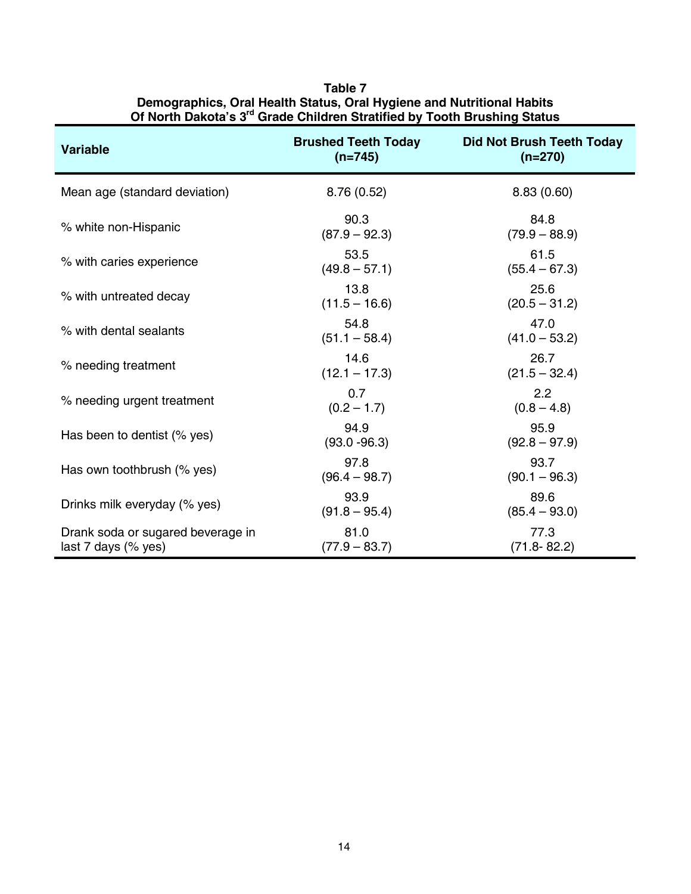**Table 7**
**Demographics, Oral Health Status, Oral Hygiene and Nutritional Habits Of North Dakota's 3rd Grade Children Stratified by Tooth Brushing Status**

| Variable | Brushed Teeth Today (n=745) | Did Not Brush Teeth Today (n=270) |
|---|---|---|
| Mean age (standard deviation) | 8.76 (0.52) | 8.83 (0.60) |
| % white non-Hispanic | 90.3 (87.9 – 92.3) | 84.8 (79.9 – 88.9) |
| % with caries experience | 53.5 (49.8 – 57.1) | 61.5 (55.4 – 67.3) |
| % with untreated decay | 13.8 (11.5 – 16.6) | 25.6 (20.5 – 31.2) |
| % with dental sealants | 54.8 (51.1 – 58.4) | 47.0 (41.0 – 53.2) |
| % needing treatment | 14.6 (12.1 – 17.3) | 26.7 (21.5 – 32.4) |
| % needing urgent treatment | 0.7 (0.2 – 1.7) | 2.2 (0.8 – 4.8) |
| Has been to dentist (% yes) | 94.9 (93.0 -96.3) | 95.9 (92.8 – 97.9) |
| Has own toothbrush (% yes) | 97.8 (96.4 – 98.7) | 93.7 (90.1 – 96.3) |
| Drinks milk everyday (% yes) | 93.9 (91.8 – 95.4) | 89.6 (85.4 – 93.0) |
| Drank soda or sugared beverage in last 7 days (% yes) | 81.0 (77.9 – 83.7) | 77.3 (71.8- 82.2) |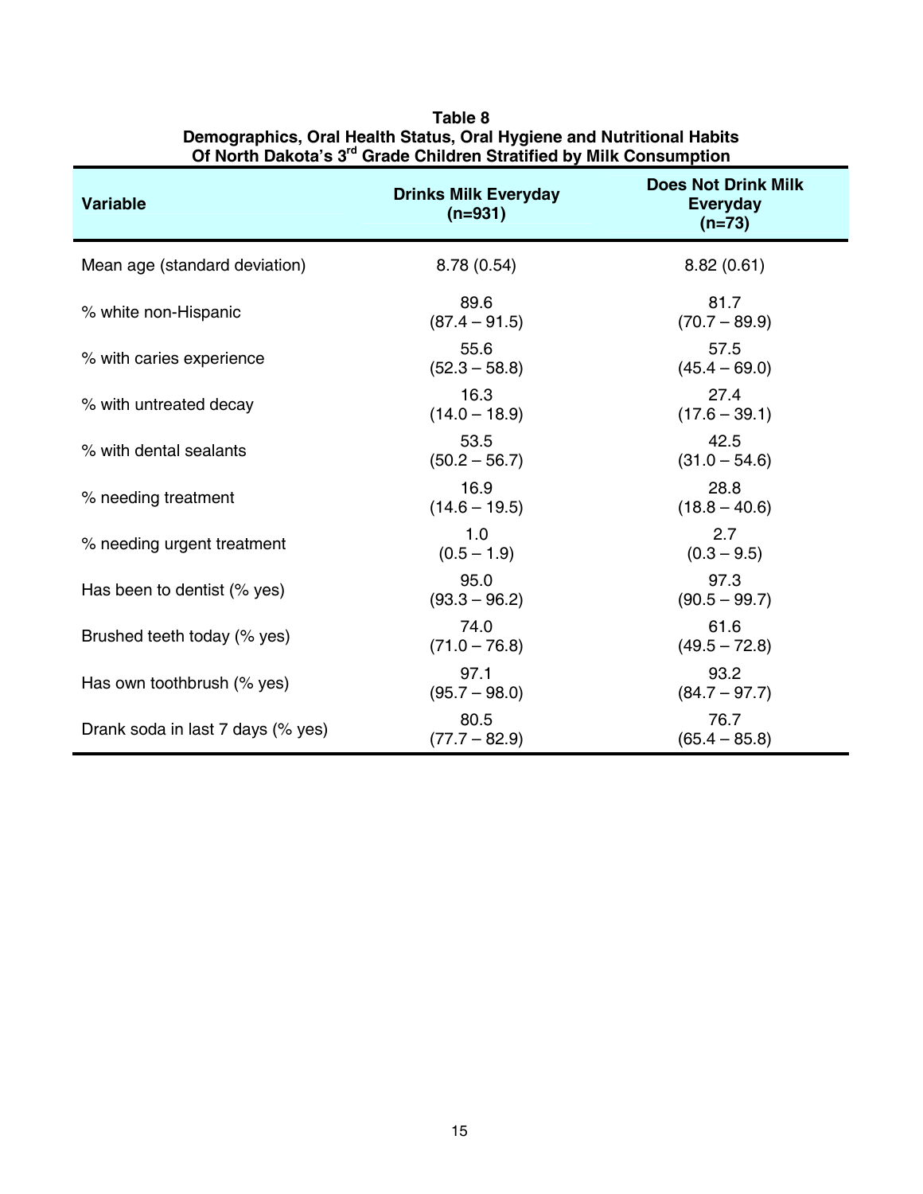**Table 8**
**Demographics, Oral Health Status, Oral Hygiene and Nutritional Habits Of North Dakota's 3rd Grade Children Stratified by Milk Consumption**

| Variable | Drinks Milk Everyday (n=931) | Does Not Drink Milk Everyday (n=73) |
|---|---|---|
| Mean age (standard deviation) | 8.78 (0.54) | 8.82 (0.61) |
| % white non-Hispanic | 89.6 (87.4 – 91.5) | 81.7 (70.7 – 89.9) |
| % with caries experience | 55.6 (52.3 – 58.8) | 57.5 (45.4 – 69.0) |
| % with untreated decay | 16.3 (14.0 – 18.9) | 27.4 (17.6 – 39.1) |
| % with dental sealants | 53.5 (50.2 – 56.7) | 42.5 (31.0 – 54.6) |
| % needing treatment | 16.9 (14.6 – 19.5) | 28.8 (18.8 – 40.6) |
| % needing urgent treatment | 1.0 (0.5 – 1.9) | 2.7 (0.3 – 9.5) |
| Has been to dentist (% yes) | 95.0 (93.3 – 96.2) | 97.3 (90.5 – 99.7) |
| Brushed teeth today (% yes) | 74.0 (71.0 – 76.8) | 61.6 (49.5 – 72.8) |
| Has own toothbrush (% yes) | 97.1 (95.7 – 98.0) | 93.2 (84.7 – 97.7) |
| Drank soda in last 7 days (% yes) | 80.5 (77.7 – 82.9) | 76.7 (65.4 – 85.8) |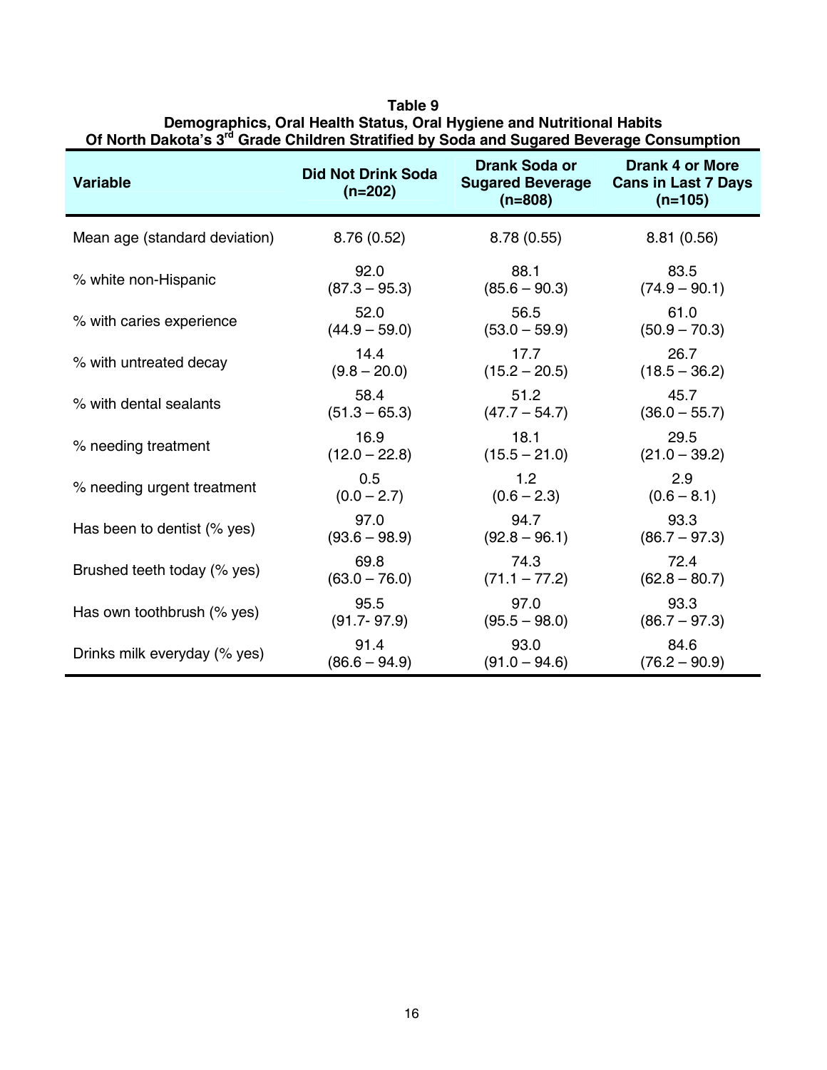**Table 9**
**Demographics, Oral Health Status, Oral Hygiene and Nutritional Habits Of North Dakota's 3rd Grade Children Stratified by Soda and Sugared Beverage Consumption**

| Variable | Did Not Drink Soda (n=202) | Drank Soda or Sugared Beverage (n=808) | Drank 4 or More Cans in Last 7 Days (n=105) |
|---|---|---|---|
| Mean age (standard deviation) | 8.76 (0.52) | 8.78 (0.55) | 8.81 (0.56) |
| % white non-Hispanic | 92.0 (87.3 – 95.3) | 88.1 (85.6 – 90.3) | 83.5 (74.9 – 90.1) |
| % with caries experience | 52.0 (44.9 – 59.0) | 56.5 (53.0 – 59.9) | 61.0 (50.9 – 70.3) |
| % with untreated decay | 14.4 (9.8 – 20.0) | 17.7 (15.2 – 20.5) | 26.7 (18.5 – 36.2) |
| % with dental sealants | 58.4 (51.3 – 65.3) | 51.2 (47.7 – 54.7) | 45.7 (36.0 – 55.7) |
| % needing treatment | 16.9 (12.0 – 22.8) | 18.1 (15.5 – 21.0) | 29.5 (21.0 – 39.2) |
| % needing urgent treatment | 0.5 (0.0 – 2.7) | 1.2 (0.6 – 2.3) | 2.9 (0.6 – 8.1) |
| Has been to dentist (% yes) | 97.0 (93.6 – 98.9) | 94.7 (92.8 – 96.1) | 93.3 (86.7 – 97.3) |
| Brushed teeth today (% yes) | 69.8 (63.0 – 76.0) | 74.3 (71.1 – 77.2) | 72.4 (62.8 – 80.7) |
| Has own toothbrush (% yes) | 95.5 (91.7- 97.9) | 97.0 (95.5 – 98.0) | 93.3 (86.7 – 97.3) |
| Drinks milk everyday (% yes) | 91.4 (86.6 – 94.9) | 93.0 (91.0 – 94.6) | 84.6 (76.2 – 90.9) |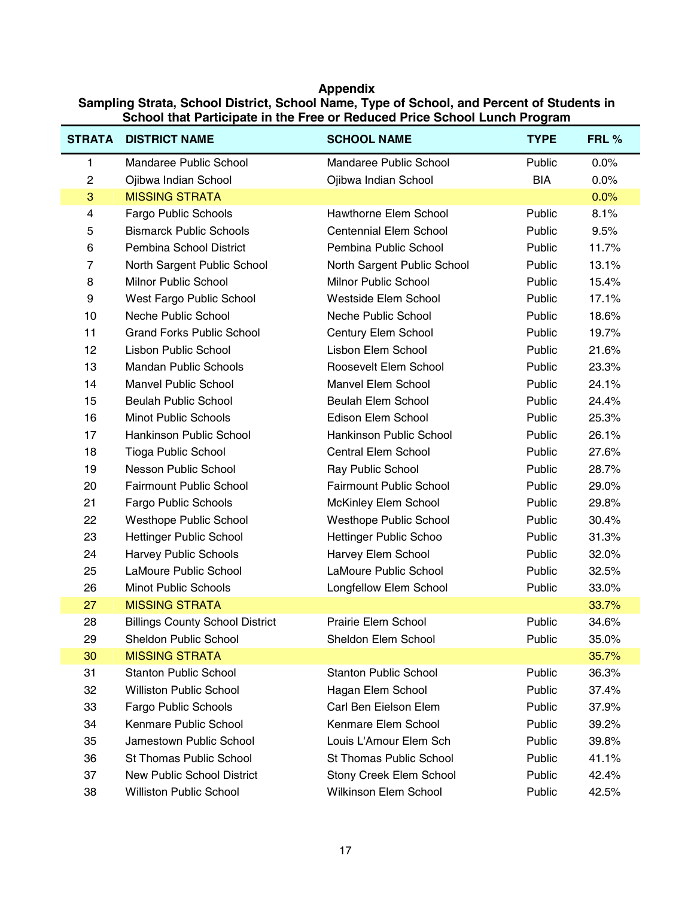## Appendix

**Sampling Strata, School District, School Name, Type of School, and Percent of Students in School that Participate in the Free or Reduced Price School Lunch Program**

| STRATA | DISTRICT NAME | SCHOOL NAME | TYPE | FRL % |
|---|---|---|---|---|
| 1 | Mandaree Public School | Mandaree Public School | Public | 0.0% |
| 2 | Ojibwa Indian School | Ojibwa Indian School | BIA | 0.0% |
| 3 | MISSING STRATA | | | 0.0% |
| 4 | Fargo Public Schools | Hawthorne Elem School | Public | 8.1% |
| 5 | Bismarck Public Schools | Centennial Elem School | Public | 9.5% |
| 6 | Pembina School District | Pembina Public School | Public | 11.7% |
| 7 | North Sargent Public School | North Sargent Public School | Public | 13.1% |
| 8 | Milnor Public School | Milnor Public School | Public | 15.4% |
| 9 | West Fargo Public School | Westside Elem School | Public | 17.1% |
| 10 | Neche Public School | Neche Public School | Public | 18.6% |
| 11 | Grand Forks Public School | Century Elem School | Public | 19.7% |
| 12 | Lisbon Public School | Lisbon Elem School | Public | 21.6% |
| 13 | Mandan Public Schools | Roosevelt Elem School | Public | 23.3% |
| 14 | Manvel Public School | Manvel Elem School | Public | 24.1% |
| 15 | Beulah Public School | Beulah Elem School | Public | 24.4% |
| 16 | Minot Public Schools | Edison Elem School | Public | 25.3% |
| 17 | Hankinson Public School | Hankinson Public School | Public | 26.1% |
| 18 | Tioga Public School | Central Elem School | Public | 27.6% |
| 19 | Nesson Public School | Ray Public School | Public | 28.7% |
| 20 | Fairmount Public School | Fairmount Public School | Public | 29.0% |
| 21 | Fargo Public Schools | McKinley Elem School | Public | 29.8% |
| 22 | Westhope Public School | Westhope Public School | Public | 30.4% |
| 23 | Hettinger Public School | Hettinger Public Schoo | Public | 31.3% |
| 24 | Harvey Public Schools | Harvey Elem School | Public | 32.0% |
| 25 | LaMoure Public School | LaMoure Public School | Public | 32.5% |
| 26 | Minot Public Schools | Longfellow Elem School | Public | 33.0% |
| 27 | MISSING STRATA | | | 33.7% |
| 28 | Billings County School District | Prairie Elem School | Public | 34.6% |
| 29 | Sheldon Public School | Sheldon Elem School | Public | 35.0% |
| 30 | MISSING STRATA | | | 35.7% |
| 31 | Stanton Public School | Stanton Public School | Public | 36.3% |
| 32 | Williston Public School | Hagan Elem School | Public | 37.4% |
| 33 | Fargo Public Schools | Carl Ben Eielson Elem | Public | 37.9% |
| 34 | Kenmare Public School | Kenmare Elem School | Public | 39.2% |
| 35 | Jamestown Public School | Louis L'Amour Elem Sch | Public | 39.8% |
| 36 | St Thomas Public School | St Thomas Public School | Public | 41.1% |
| 37 | New Public School District | Stony Creek Elem School | Public | 42.4% |
| 38 | Williston Public School | Wilkinson Elem School | Public | 42.5% |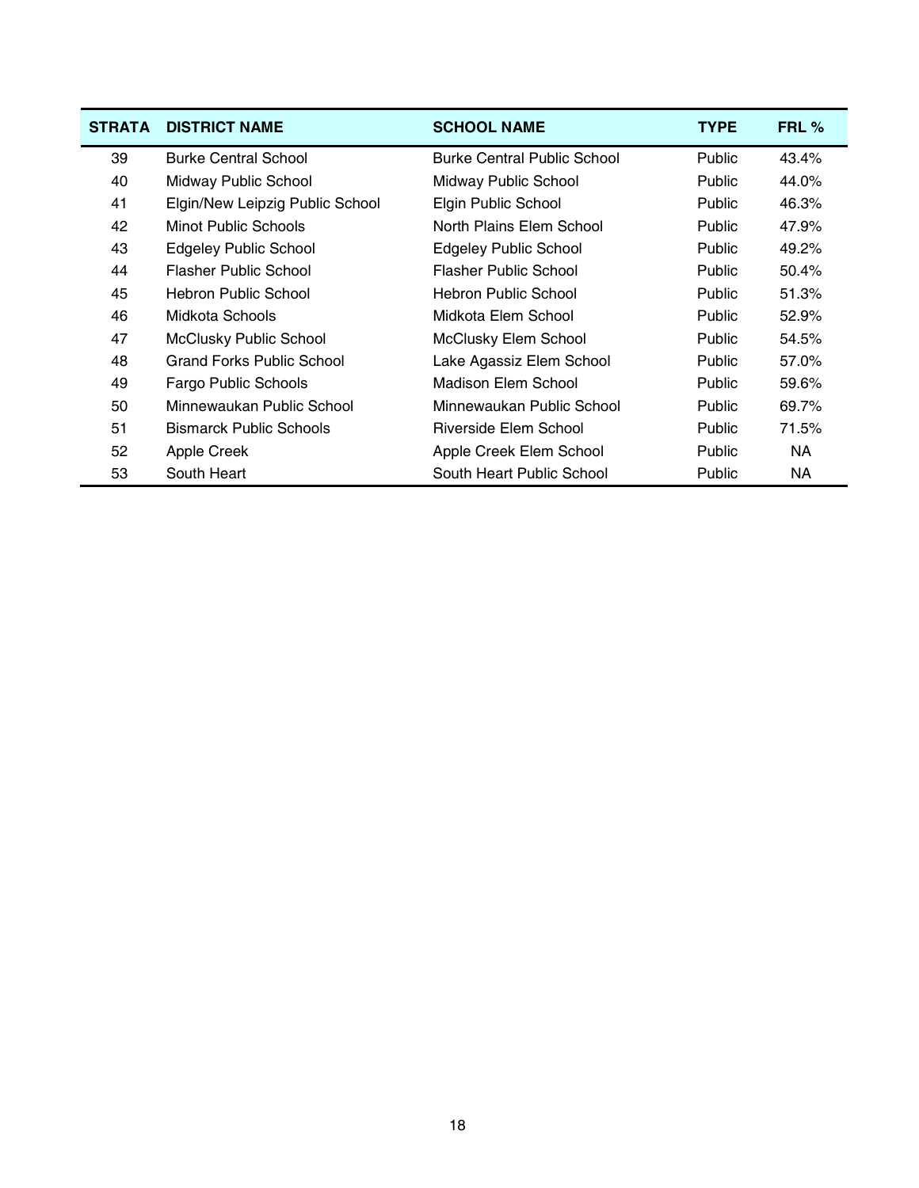| STRATA | DISTRICT NAME | SCHOOL NAME | TYPE | FRL % |
|---|---|---|---|---|
| 39 | Burke Central School | Burke Central Public School | Public | 43.4% |
| 40 | Midway Public School | Midway Public School | Public | 44.0% |
| 41 | Elgin/New Leipzig Public School | Elgin Public School | Public | 46.3% |
| 42 | Minot Public Schools | North Plains Elem School | Public | 47.9% |
| 43 | Edgeley Public School | Edgeley Public School | Public | 49.2% |
| 44 | Flasher Public School | Flasher Public School | Public | 50.4% |
| 45 | Hebron Public School | Hebron Public School | Public | 51.3% |
| 46 | Midkota Schools | Midkota Elem School | Public | 52.9% |
| 47 | McClusky Public School | McClusky Elem School | Public | 54.5% |
| 48 | Grand Forks Public School | Lake Agassiz Elem School | Public | 57.0% |
| 49 | Fargo Public Schools | Madison Elem School | Public | 59.6% |
| 50 | Minnewaukan Public School | Minnewaukan Public School | Public | 69.7% |
| 51 | Bismarck Public Schools | Riverside Elem School | Public | 71.5% |
| 52 | Apple Creek | Apple Creek Elem School | Public | NA |
| 53 | South Heart | South Heart Public School | Public | NA |